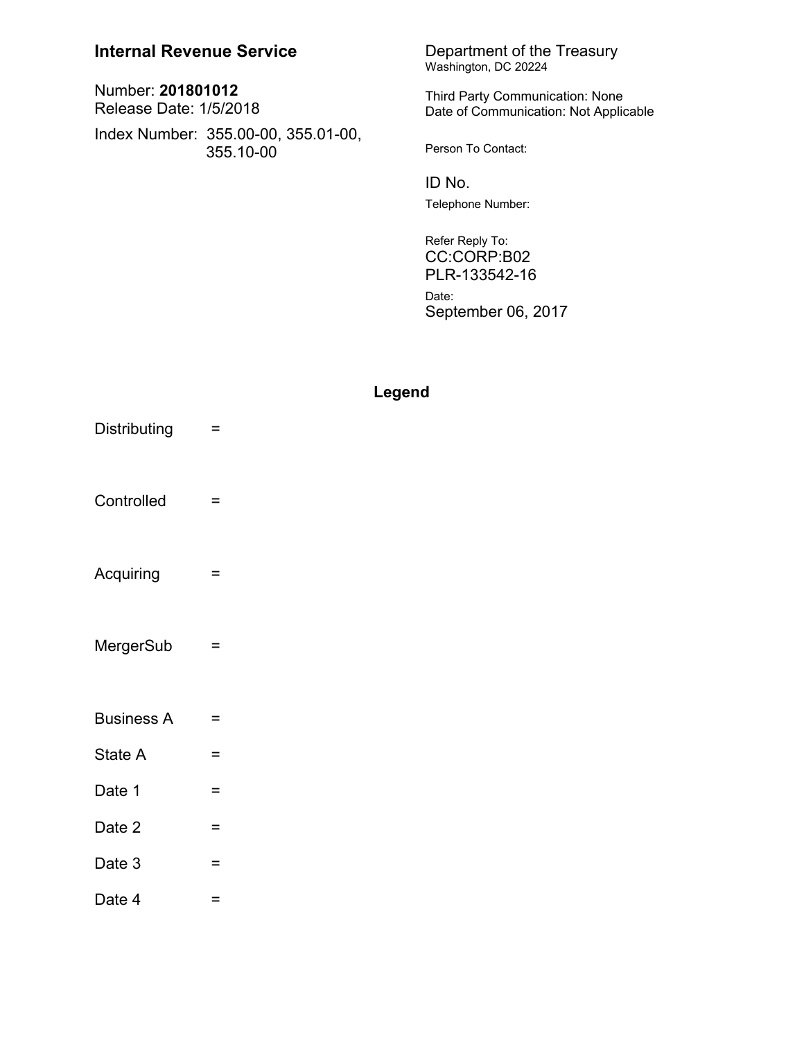**Internal Revenue Service**

Number: **201801012**
Release Date: 1/5/2018

Index Number: 355.00-00, 355.01-00, 355.10-00

Department of the Treasury
Washington, DC 20224

Third Party Communication: None
Date of Communication: Not Applicable

Person To Contact:

ID No.

Telephone Number:

Refer Reply To:
CC:CORP:B02
PLR-133542-16

Date:
September 06, 2017

## Legend

Distributing =

Controlled =

Acquiring =

MergerSub =

Business A =

State A =

Date 1 =

Date 2 =

Date 3 =

Date 4 =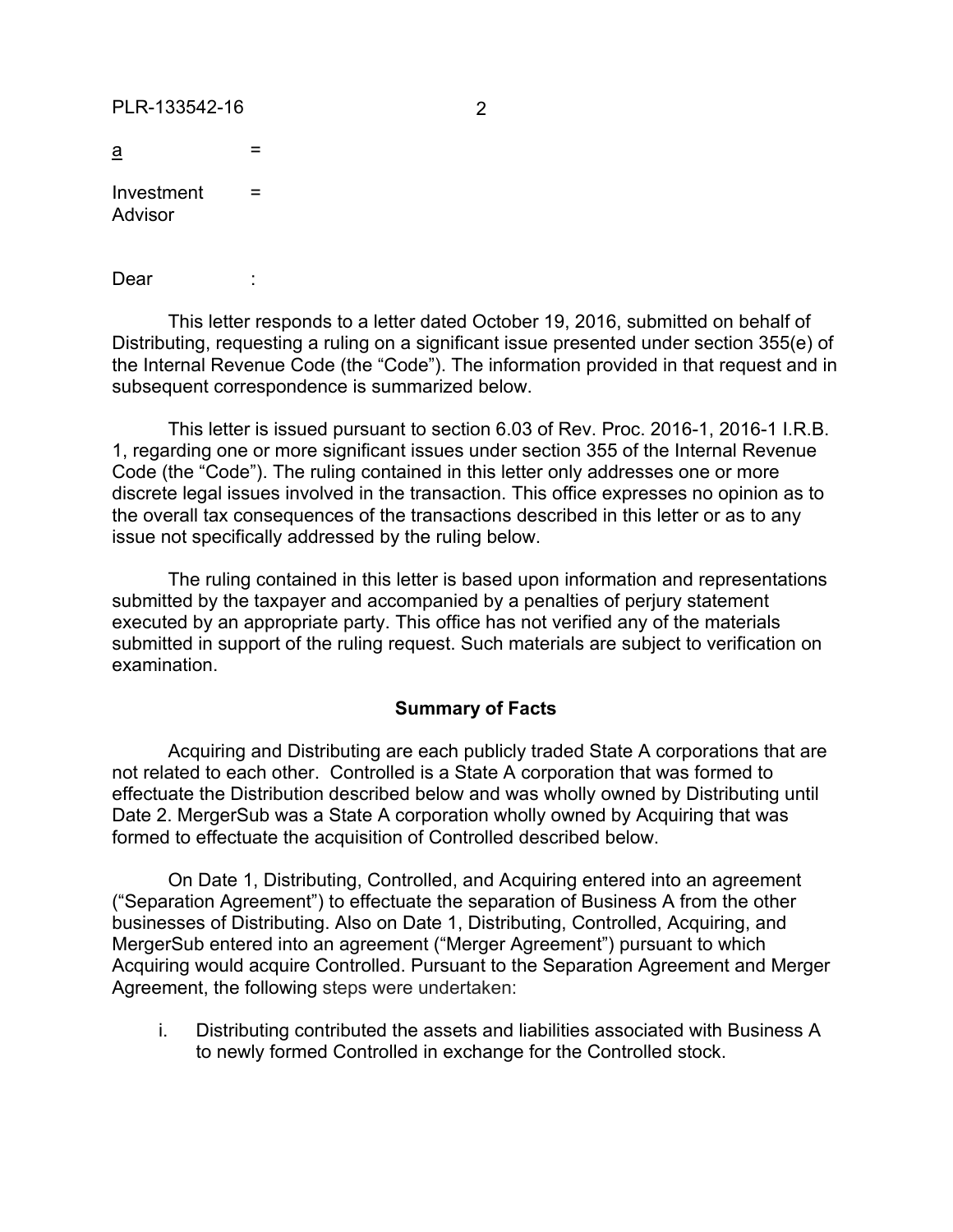a =

Investment Advisor =

Dear :

This letter responds to a letter dated October 19, 2016, submitted on behalf of Distributing, requesting a ruling on a significant issue presented under section 355(e) of the Internal Revenue Code (the "Code"). The information provided in that request and in subsequent correspondence is summarized below.

This letter is issued pursuant to section 6.03 of Rev. Proc. 2016-1, 2016-1 I.R.B. 1, regarding one or more significant issues under section 355 of the Internal Revenue Code (the "Code"). The ruling contained in this letter only addresses one or more discrete legal issues involved in the transaction. This office expresses no opinion as to the overall tax consequences of the transactions described in this letter or as to any issue not specifically addressed by the ruling below.

The ruling contained in this letter is based upon information and representations submitted by the taxpayer and accompanied by a penalties of perjury statement executed by an appropriate party. This office has not verified any of the materials submitted in support of the ruling request. Such materials are subject to verification on examination.

## Summary of Facts

Acquiring and Distributing are each publicly traded State A corporations that are not related to each other. Controlled is a State A corporation that was formed to effectuate the Distribution described below and was wholly owned by Distributing until Date 2. MergerSub was a State A corporation wholly owned by Acquiring that was formed to effectuate the acquisition of Controlled described below.

On Date 1, Distributing, Controlled, and Acquiring entered into an agreement ("Separation Agreement") to effectuate the separation of Business A from the other businesses of Distributing. Also on Date 1, Distributing, Controlled, Acquiring, and MergerSub entered into an agreement ("Merger Agreement") pursuant to which Acquiring would acquire Controlled. Pursuant to the Separation Agreement and Merger Agreement, the following steps were undertaken:

i. Distributing contributed the assets and liabilities associated with Business A to newly formed Controlled in exchange for the Controlled stock.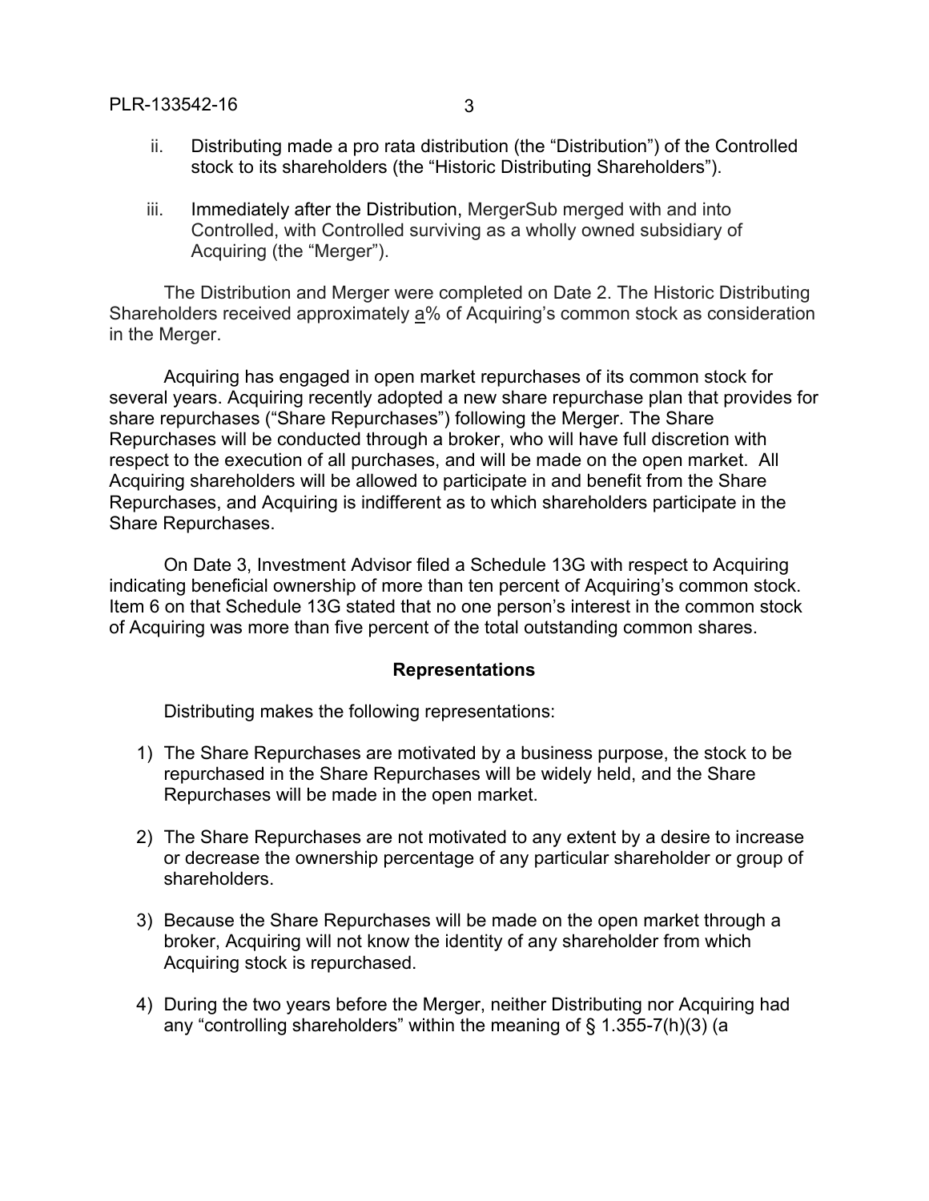ii. Distributing made a pro rata distribution (the "Distribution") of the Controlled stock to its shareholders (the "Historic Distributing Shareholders").

iii. Immediately after the Distribution, MergerSub merged with and into Controlled, with Controlled surviving as a wholly owned subsidiary of Acquiring (the "Merger").

The Distribution and Merger were completed on Date 2. The Historic Distributing Shareholders received approximately a% of Acquiring's common stock as consideration in the Merger.

Acquiring has engaged in open market repurchases of its common stock for several years. Acquiring recently adopted a new share repurchase plan that provides for share repurchases ("Share Repurchases") following the Merger. The Share Repurchases will be conducted through a broker, who will have full discretion with respect to the execution of all purchases, and will be made on the open market. All Acquiring shareholders will be allowed to participate in and benefit from the Share Repurchases, and Acquiring is indifferent as to which shareholders participate in the Share Repurchases.

On Date 3, Investment Advisor filed a Schedule 13G with respect to Acquiring indicating beneficial ownership of more than ten percent of Acquiring's common stock. Item 6 on that Schedule 13G stated that no one person's interest in the common stock of Acquiring was more than five percent of the total outstanding common shares.

## Representations

Distributing makes the following representations:

1) The Share Repurchases are motivated by a business purpose, the stock to be repurchased in the Share Repurchases will be widely held, and the Share Repurchases will be made in the open market.

2) The Share Repurchases are not motivated to any extent by a desire to increase or decrease the ownership percentage of any particular shareholder or group of shareholders.

3) Because the Share Repurchases will be made on the open market through a broker, Acquiring will not know the identity of any shareholder from which Acquiring stock is repurchased.

4) During the two years before the Merger, neither Distributing nor Acquiring had any "controlling shareholders" within the meaning of § 1.355-7(h)(3) (a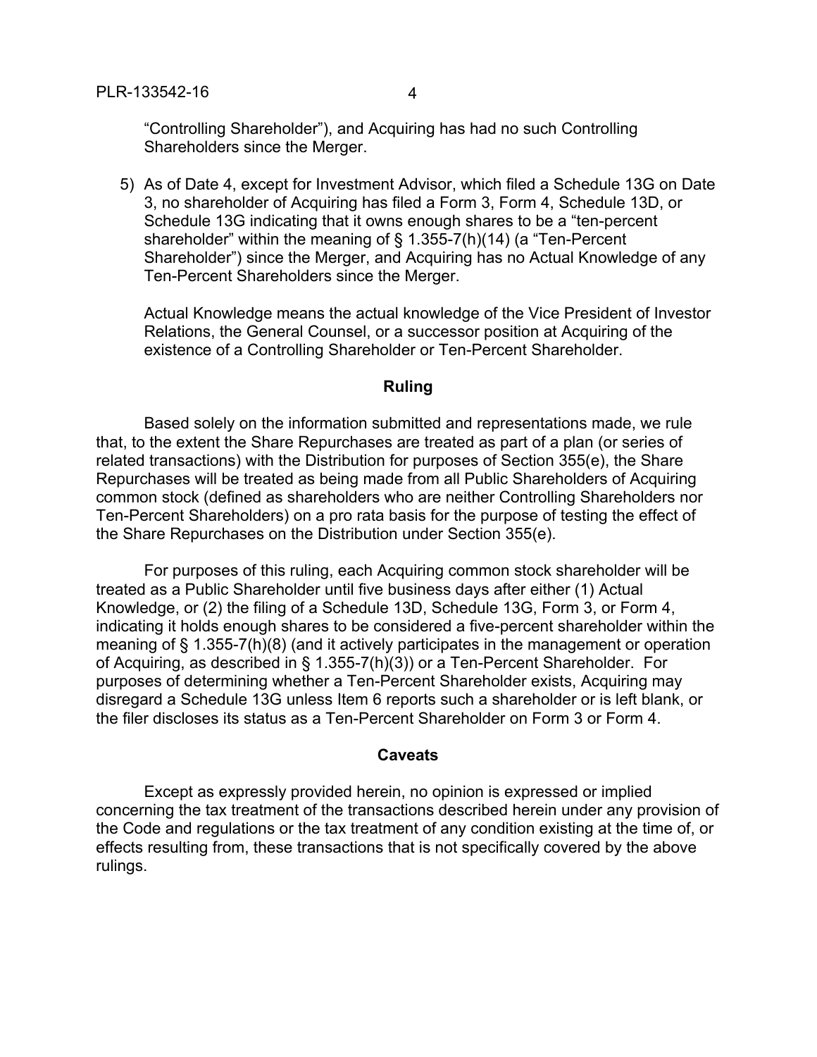"Controlling Shareholder"), and Acquiring has had no such Controlling Shareholders since the Merger.

5) As of Date 4, except for Investment Advisor, which filed a Schedule 13G on Date 3, no shareholder of Acquiring has filed a Form 3, Form 4, Schedule 13D, or Schedule 13G indicating that it owns enough shares to be a "ten-percent shareholder" within the meaning of § 1.355-7(h)(14) (a "Ten-Percent Shareholder") since the Merger, and Acquiring has no Actual Knowledge of any Ten-Percent Shareholders since the Merger.

   Actual Knowledge means the actual knowledge of the Vice President of Investor Relations, the General Counsel, or a successor position at Acquiring of the existence of a Controlling Shareholder or Ten-Percent Shareholder.

## Ruling

Based solely on the information submitted and representations made, we rule that, to the extent the Share Repurchases are treated as part of a plan (or series of related transactions) with the Distribution for purposes of Section 355(e), the Share Repurchases will be treated as being made from all Public Shareholders of Acquiring common stock (defined as shareholders who are neither Controlling Shareholders nor Ten-Percent Shareholders) on a pro rata basis for the purpose of testing the effect of the Share Repurchases on the Distribution under Section 355(e).

For purposes of this ruling, each Acquiring common stock shareholder will be treated as a Public Shareholder until five business days after either (1) Actual Knowledge, or (2) the filing of a Schedule 13D, Schedule 13G, Form 3, or Form 4, indicating it holds enough shares to be considered a five-percent shareholder within the meaning of § 1.355-7(h)(8) (and it actively participates in the management or operation of Acquiring, as described in § 1.355-7(h)(3)) or a Ten-Percent Shareholder. For purposes of determining whether a Ten-Percent Shareholder exists, Acquiring may disregard a Schedule 13G unless Item 6 reports such a shareholder or is left blank, or the filer discloses its status as a Ten-Percent Shareholder on Form 3 or Form 4.

## Caveats

Except as expressly provided herein, no opinion is expressed or implied concerning the tax treatment of the transactions described herein under any provision of the Code and regulations or the tax treatment of any condition existing at the time of, or effects resulting from, these transactions that is not specifically covered by the above rulings.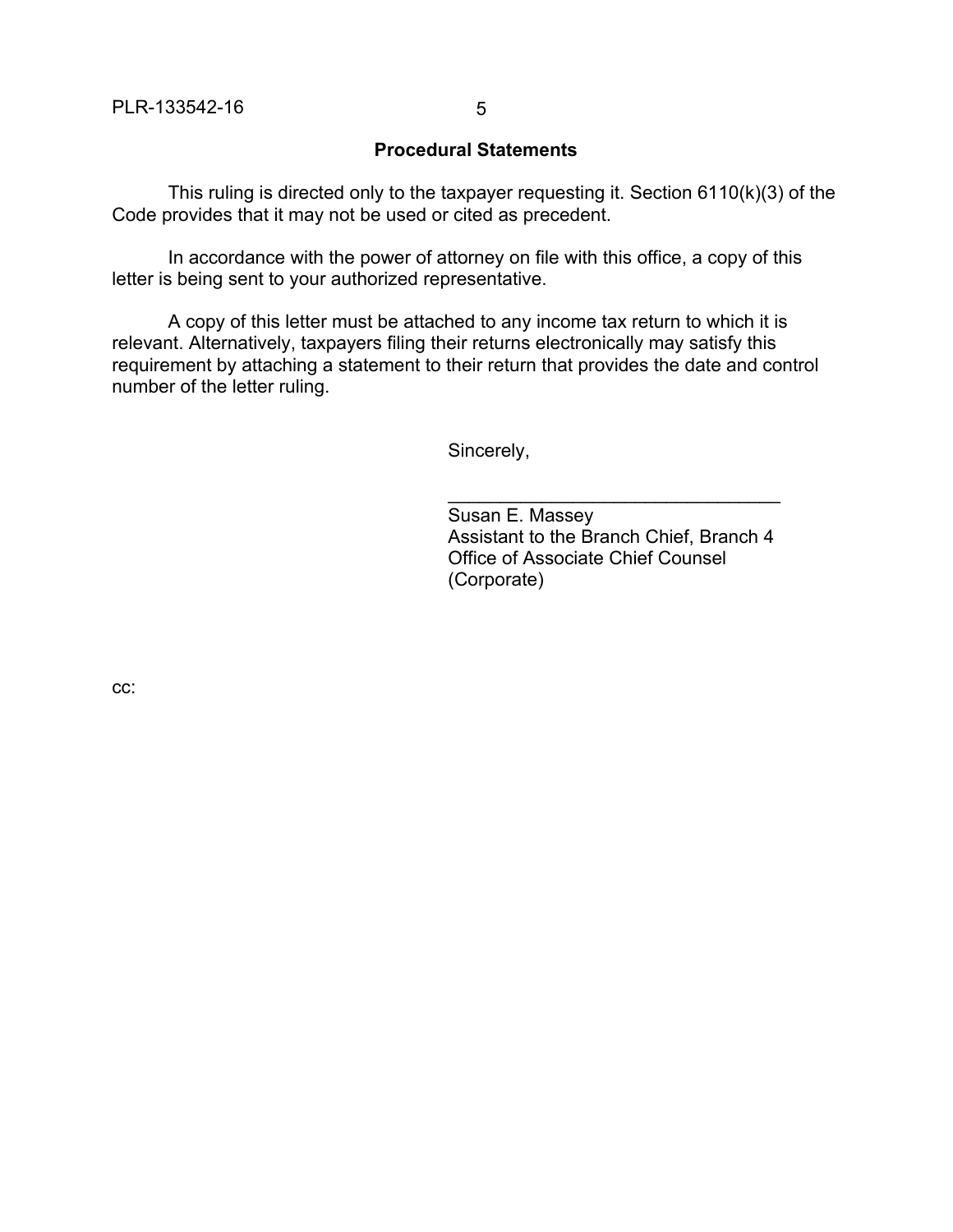**Procedural Statements**

This ruling is directed only to the taxpayer requesting it. Section 6110(k)(3) of the Code provides that it may not be used or cited as precedent.

In accordance with the power of attorney on file with this office, a copy of this letter is being sent to your authorized representative.

A copy of this letter must be attached to any income tax return to which it is relevant. Alternatively, taxpayers filing their returns electronically may satisfy this requirement by attaching a statement to their return that provides the date and control number of the letter ruling.

Sincerely,

_________________________________

Susan E. Massey
Assistant to the Branch Chief, Branch 4
Office of Associate Chief Counsel
(Corporate)

cc: